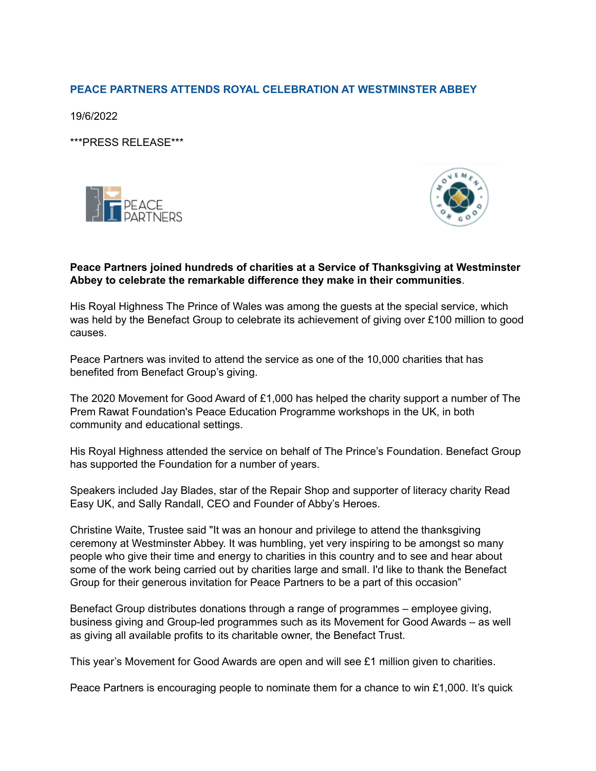# PEACE PARTNERS ATTENDS ROYAL CELEBRATION AT WESTMINSTER ABBEY

19/6/2022

***PRESS RELEASE***

**Peace Partners joined hundreds of charities at a Service of Thanksgiving at Westminster Abbey to celebrate the remarkable difference they make in their communities**.

His Royal Highness The Prince of Wales was among the guests at the special service, which was held by the Benefact Group to celebrate its achievement of giving over £100 million to good causes.

Peace Partners was invited to attend the service as one of the 10,000 charities that has benefited from Benefact Group's giving.

The 2020 Movement for Good Award of £1,000 has helped the charity support a number of The Prem Rawat Foundation's Peace Education Programme workshops in the UK, in both community and educational settings.

His Royal Highness attended the service on behalf of The Prince's Foundation. Benefact Group has supported the Foundation for a number of years.

Speakers included Jay Blades, star of the Repair Shop and supporter of literacy charity Read Easy UK, and Sally Randall, CEO and Founder of Abby's Heroes.

Christine Waite, Trustee said "It was an honour and privilege to attend the thanksgiving ceremony at Westminster Abbey. It was humbling, yet very inspiring to be amongst so many people who give their time and energy to charities in this country and to see and hear about some of the work being carried out by charities large and small. I'd like to thank the Benefact Group for their generous invitation for Peace Partners to be a part of this occasion"

Benefact Group distributes donations through a range of programmes – employee giving, business giving and Group-led programmes such as its Movement for Good Awards – as well as giving all available profits to its charitable owner, the Benefact Trust.

This year's Movement for Good Awards are open and will see £1 million given to charities.

Peace Partners is encouraging people to nominate them for a chance to win £1,000. It's quick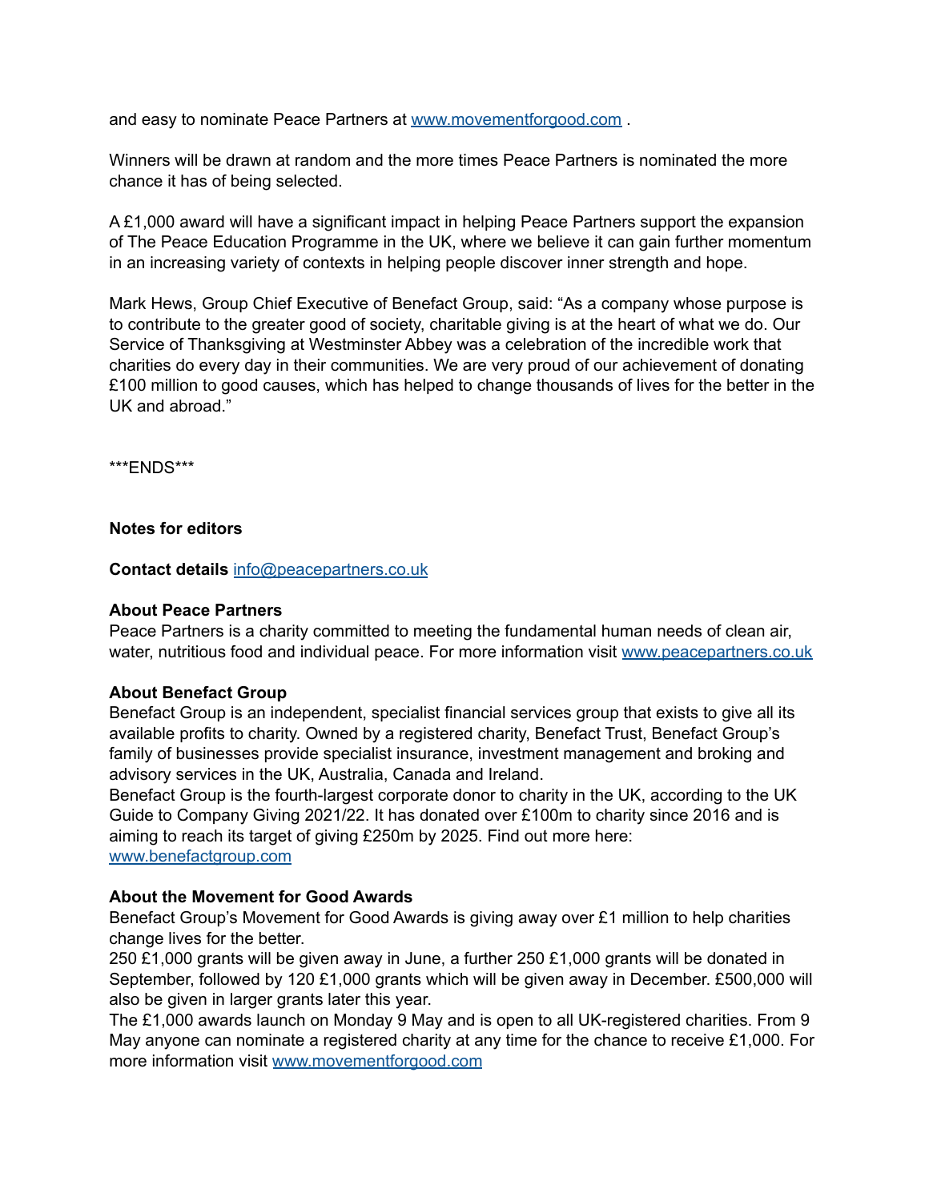and easy to nominate Peace Partners at [www.movementforgood.com](http://www.movementforgood.com) .

Winners will be drawn at random and the more times Peace Partners is nominated the more chance it has of being selected.

A £1,000 award will have a significant impact in helping Peace Partners support the expansion of The Peace Education Programme in the UK, where we believe it can gain further momentum in an increasing variety of contexts in helping people discover inner strength and hope.

Mark Hews, Group Chief Executive of Benefact Group, said: "As a company whose purpose is to contribute to the greater good of society, charitable giving is at the heart of what we do. Our Service of Thanksgiving at Westminster Abbey was a celebration of the incredible work that charities do every day in their communities. We are very proud of our achievement of donating £100 million to good causes, which has helped to change thousands of lives for the better in the UK and abroad."

***ENDS***

**Notes for editors**

**Contact details** [info@peacepartners.co.uk](mailto:info@peacepartners.co.uk)

**About Peace Partners**
Peace Partners is a charity committed to meeting the fundamental human needs of clean air, water, nutritious food and individual peace. For more information visit [www.peacepartners.co.uk](http://www.peacepartners.co.uk)

**About Benefact Group**
Benefact Group is an independent, specialist financial services group that exists to give all its available profits to charity. Owned by a registered charity, Benefact Trust, Benefact Group's family of businesses provide specialist insurance, investment management and broking and advisory services in the UK, Australia, Canada and Ireland.
Benefact Group is the fourth-largest corporate donor to charity in the UK, according to the UK Guide to Company Giving 2021/22. It has donated over £100m to charity since 2016 and is aiming to reach its target of giving £250m by 2025. Find out more here: [www.benefactgroup.com](http://www.benefactgroup.com)

**About the Movement for Good Awards**
Benefact Group's Movement for Good Awards is giving away over £1 million to help charities change lives for the better.
250 £1,000 grants will be given away in June, a further 250 £1,000 grants will be donated in September, followed by 120 £1,000 grants which will be given away in December. £500,000 will also be given in larger grants later this year.
The £1,000 awards launch on Monday 9 May and is open to all UK-registered charities. From 9 May anyone can nominate a registered charity at any time for the chance to receive £1,000. For more information visit [www.movementforgood.com](http://www.movementforgood.com)